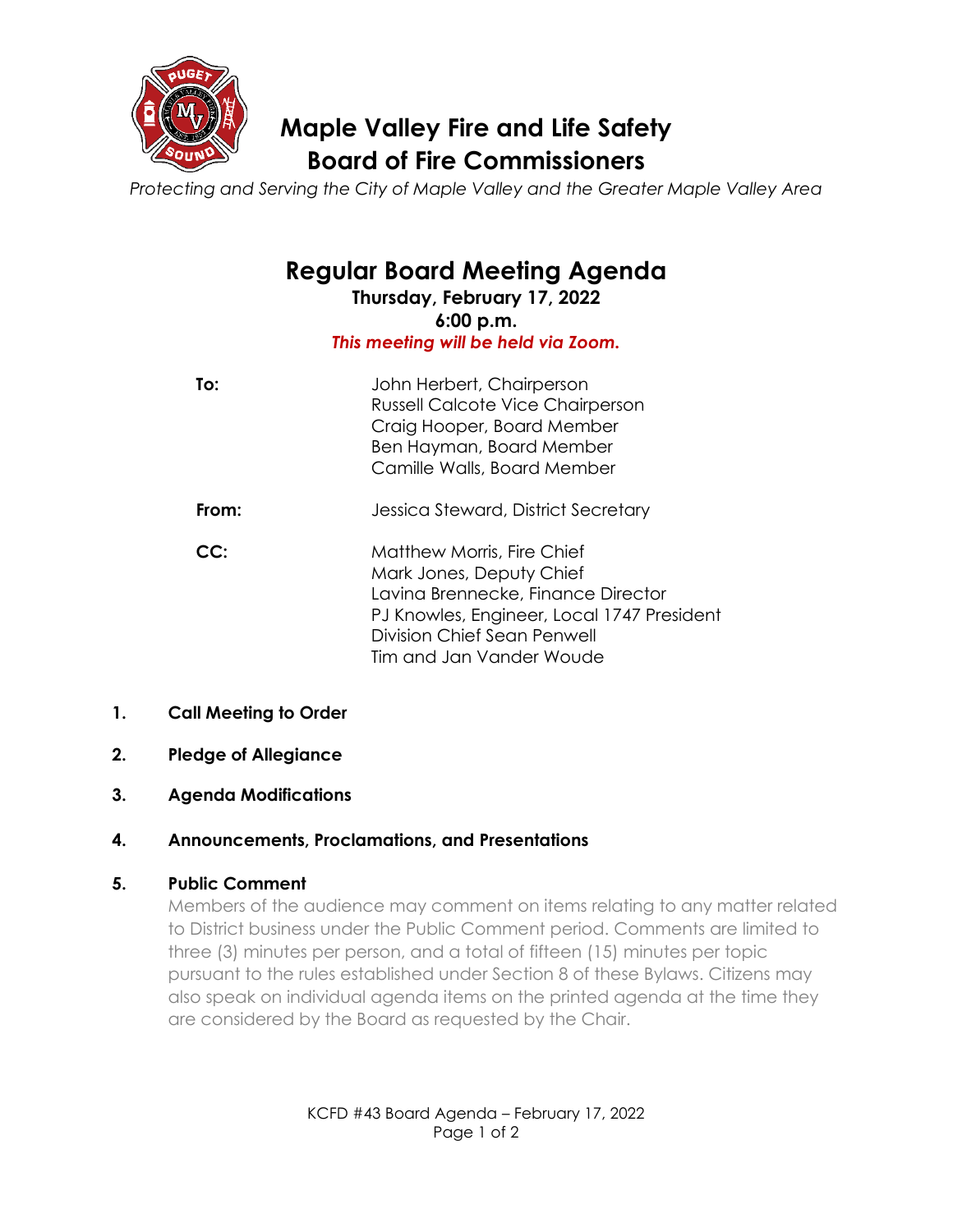# Maple Valley Fire and Life Safety
# Board of Fire Commissioners

*Protecting and Serving the City of Maple Valley and the Greater Maple Valley Area*

## Regular Board Meeting Agenda

**Thursday, February 17, 2022**
**6:00 p.m.**
***This meeting will be held via Zoom.***

**To:** John Herbert, Chairperson
Russell Calcote Vice Chairperson
Craig Hooper, Board Member
Ben Hayman, Board Member
Camille Walls, Board Member

**From:** Jessica Steward, District Secretary

**CC:** Matthew Morris, Fire Chief
Mark Jones, Deputy Chief
Lavina Brennecke, Finance Director
PJ Knowles, Engineer, Local 1747 President
Division Chief Sean Penwell
Tim and Jan Vander Woude

1. **Call Meeting to Order**

2. **Pledge of Allegiance**

3. **Agenda Modifications**

4. **Announcements, Proclamations, and Presentations**

5. **Public Comment**
   Members of the audience may comment on items relating to any matter related to District business under the Public Comment period. Comments are limited to three (3) minutes per person, and a total of fifteen (15) minutes per topic pursuant to the rules established under Section 8 of these Bylaws. Citizens may also speak on individual agenda items on the printed agenda at the time they are considered by the Board as requested by the Chair.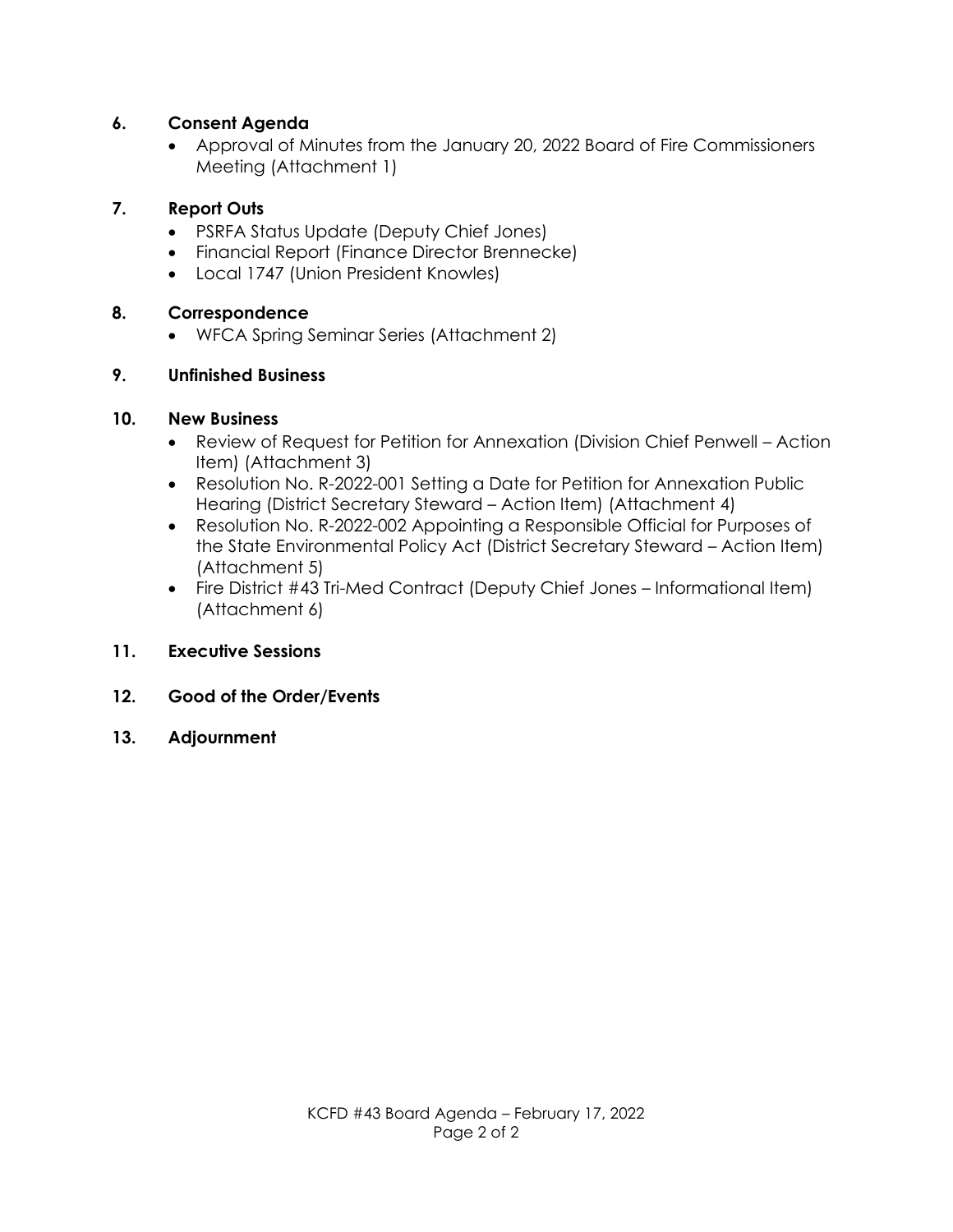**6. Consent Agenda**

- Approval of Minutes from the January 20, 2022 Board of Fire Commissioners Meeting (Attachment 1)

**7. Report Outs**

- PSRFA Status Update (Deputy Chief Jones)
- Financial Report (Finance Director Brennecke)
- Local 1747 (Union President Knowles)

**8. Correspondence**

- WFCA Spring Seminar Series (Attachment 2)

**9. Unfinished Business**

**10. New Business**

- Review of Request for Petition for Annexation (Division Chief Penwell – Action Item) (Attachment 3)
- Resolution No. R-2022-001 Setting a Date for Petition for Annexation Public Hearing (District Secretary Steward – Action Item) (Attachment 4)
- Resolution No. R-2022-002 Appointing a Responsible Official for Purposes of the State Environmental Policy Act (District Secretary Steward – Action Item) (Attachment 5)
- Fire District #43 Tri-Med Contract (Deputy Chief Jones – Informational Item) (Attachment 6)

**11. Executive Sessions**

**12. Good of the Order/Events**

**13. Adjournment**